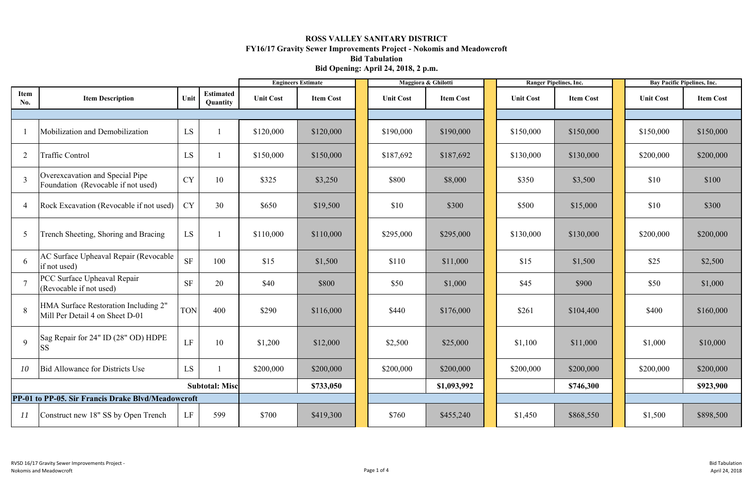# ROSS VALLEY SANITARY DISTRICT

## FY16/17 Gravity Sewer Improvements Project - Nokomis and Meadowcroft

### Bid Tabulation

### Bid Opening: April 24, 2018, 2 p.m.

| | | | | Engineers Estimate | | Maggiora & Ghilotti | | Ranger Pipelines, Inc. | | Bay Pacific Pipelines, Inc. | |
|---|---|---|---|---|---|---|---|---|---|---|---|
| **Item No.** | **Item Description** | **Unit** | **Estimated Quantity** | **Unit Cost** | **Item Cost** | **Unit Cost** | **Item Cost** | **Unit Cost** | **Item Cost** | **Unit Cost** | **Item Cost** |
| 1 | Mobilization and Demobilization | LS | 1 | $120,000 | $120,000 | $190,000 | $190,000 | $150,000 | $150,000 | $150,000 | $150,000 |
| 2 | Traffic Control | LS | 1 | $150,000 | $150,000 | $187,692 | $187,692 | $130,000 | $130,000 | $200,000 | $200,000 |
| 3 | Overexcavation and Special Pipe Foundation (Revocable if not used) | CY | 10 | $325 | $3,250 | $800 | $8,000 | $350 | $3,500 | $10 | $100 |
| 4 | Rock Excavation (Revocable if not used) | CY | 30 | $650 | $19,500 | $10 | $300 | $500 | $15,000 | $10 | $300 |
| 5 | Trench Sheeting, Shoring and Bracing | LS | 1 | $110,000 | $110,000 | $295,000 | $295,000 | $130,000 | $130,000 | $200,000 | $200,000 |
| 6 | AC Surface Upheaval Repair (Revocable if not used) | SF | 100 | $15 | $1,500 | $110 | $11,000 | $15 | $1,500 | $25 | $2,500 |
| 7 | PCC Surface Upheaval Repair (Revocable if not used) | SF | 20 | $40 | $800 | $50 | $1,000 | $45 | $900 | $50 | $1,000 |
| 8 | HMA Surface Restoration Including 2" Mill Per Detail 4 on Sheet D-01 | TON | 400 | $290 | $116,000 | $440 | $176,000 | $261 | $104,400 | $400 | $160,000 |
| 9 | Sag Repair for 24" ID (28" OD) HDPE SS | LF | 10 | $1,200 | $12,000 | $2,500 | $25,000 | $1,100 | $11,000 | $1,000 | $10,000 |
| *10* | Bid Allowance for Districts Use | LS | 1 | $200,000 | $200,000 | $200,000 | $200,000 | $200,000 | $200,000 | $200,000 | $200,000 |
| | | | **Subtotal: Misc** | | **$733,050** | | **$1,093,992** | | **$746,300** | | **$923,900** |
| **PP-01 to PP-05. Sir Francis Drake Blvd/Meadowcroft** | | | | | | | | | | | |
| *11* | Construct new 18" SS by Open Trench | LF | 599 | $700 | $419,300 | $760 | $455,240 | $1,450 | $868,550 | $1,500 | $898,500 |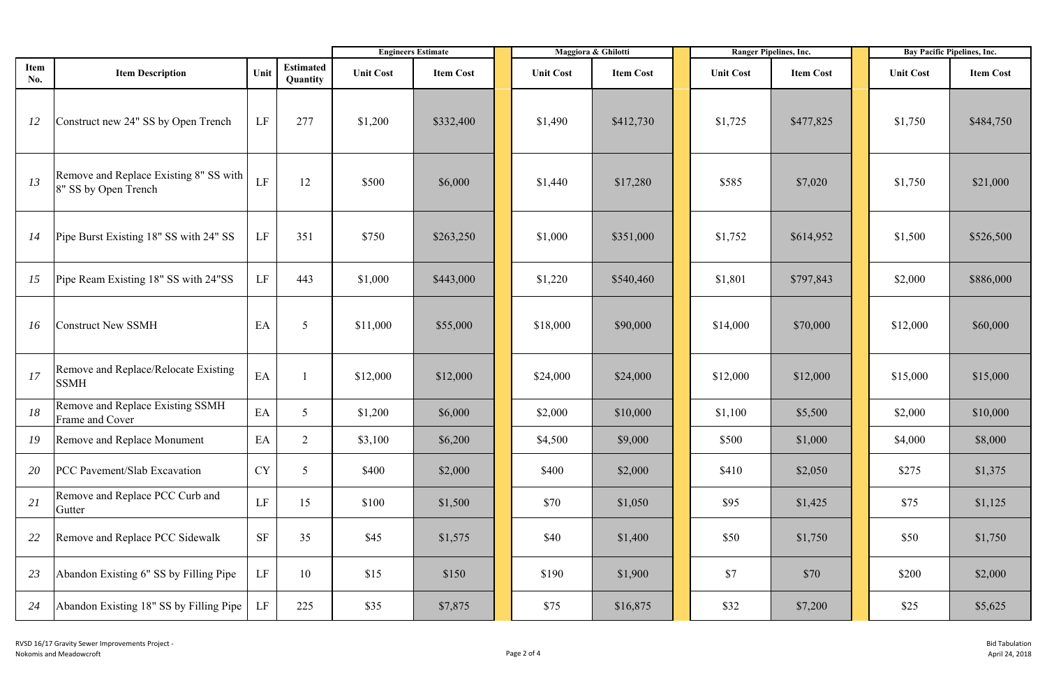| Item No. | Item Description | Unit | Estimated Quantity | Engineers Estimate | | Maggiora & Ghilotti | | Ranger Pipelines, Inc. | | Bay Pacific Pipelines, Inc. | |
|---|---|---|---|---|---|---|---|---|---|---|---|
| | | | | Unit Cost | Item Cost | Unit Cost | Item Cost | Unit Cost | Item Cost | Unit Cost | Item Cost |
| 12 | Construct new 24" SS by Open Trench | LF | 277 | $1,200 | $332,400 | $1,490 | $412,730 | $1,725 | $477,825 | $1,750 | $484,750 |
| 13 | Remove and Replace Existing 8" SS with 8" SS by Open Trench | LF | 12 | $500 | $6,000 | $1,440 | $17,280 | $585 | $7,020 | $1,750 | $21,000 |
| 14 | Pipe Burst Existing 18" SS with 24" SS | LF | 351 | $750 | $263,250 | $1,000 | $351,000 | $1,752 | $614,952 | $1,500 | $526,500 |
| 15 | Pipe Ream Existing 18" SS with 24"SS | LF | 443 | $1,000 | $443,000 | $1,220 | $540,460 | $1,801 | $797,843 | $2,000 | $886,000 |
| 16 | Construct New SSMH | EA | 5 | $11,000 | $55,000 | $18,000 | $90,000 | $14,000 | $70,000 | $12,000 | $60,000 |
| 17 | Remove and Replace/Relocate Existing SSMH | EA | 1 | $12,000 | $12,000 | $24,000 | $24,000 | $12,000 | $12,000 | $15,000 | $15,000 |
| 18 | Remove and Replace Existing SSMH Frame and Cover | EA | 5 | $1,200 | $6,000 | $2,000 | $10,000 | $1,100 | $5,500 | $2,000 | $10,000 |
| 19 | Remove and Replace Monument | EA | 2 | $3,100 | $6,200 | $4,500 | $9,000 | $500 | $1,000 | $4,000 | $8,000 |
| 20 | PCC Pavement/Slab Excavation | CY | 5 | $400 | $2,000 | $400 | $2,000 | $410 | $2,050 | $275 | $1,375 |
| 21 | Remove and Replace PCC Curb and Gutter | LF | 15 | $100 | $1,500 | $70 | $1,050 | $95 | $1,425 | $75 | $1,125 |
| 22 | Remove and Replace PCC Sidewalk | SF | 35 | $45 | $1,575 | $40 | $1,400 | $50 | $1,750 | $50 | $1,750 |
| 23 | Abandon Existing 6" SS by Filling Pipe | LF | 10 | $15 | $150 | $190 | $1,900 | $7 | $70 | $200 | $2,000 |
| 24 | Abandon Existing 18" SS by Filling Pipe | LF | 225 | $35 | $7,875 | $75 | $16,875 | $32 | $7,200 | $25 | $5,625 |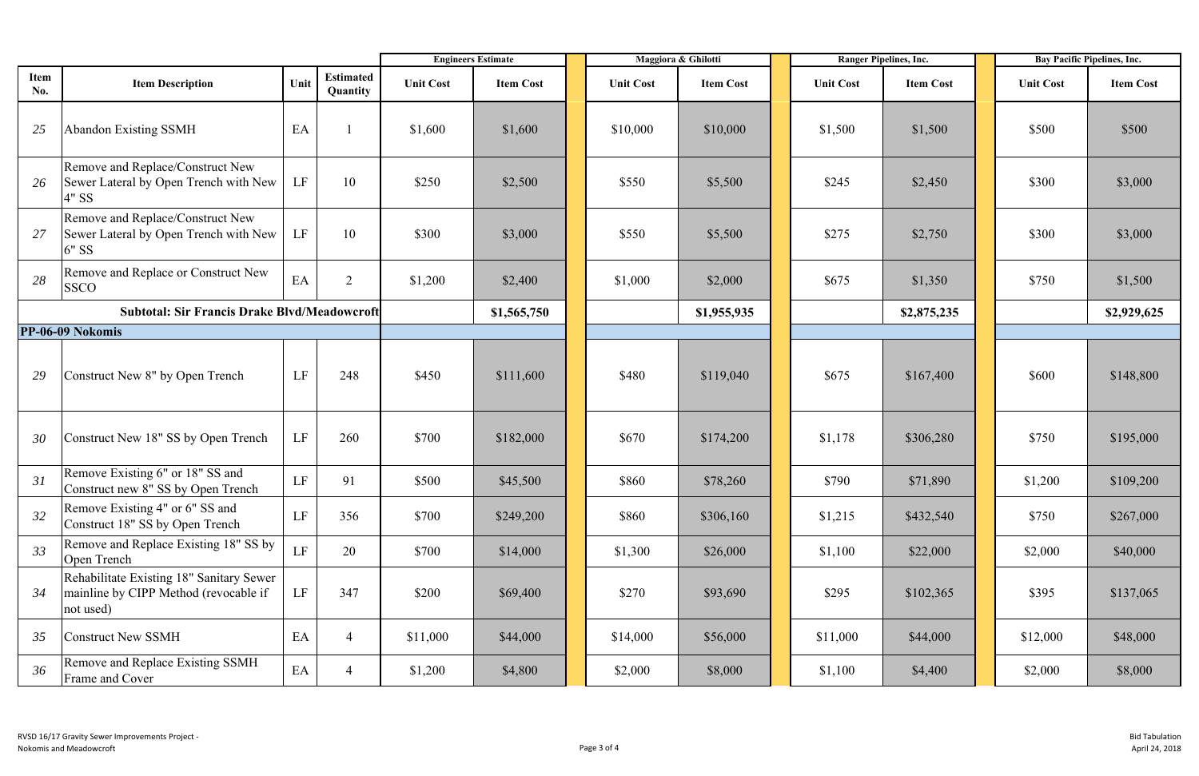| Item No. | Item Description | Unit | Estimated Quantity | Engineers Estimate | | Maggiora & Ghilotti | | Ranger Pipelines, Inc. | | Bay Pacific Pipelines, Inc. | |
|---|---|---|---|---|---|---|---|---|---|---|---|
| | | | | Unit Cost | Item Cost | Unit Cost | Item Cost | Unit Cost | Item Cost | Unit Cost | Item Cost |
| 25 | Abandon Existing SSMH | EA | 1 | $1,600 | $1,600 | $10,000 | $10,000 | $1,500 | $1,500 | $500 | $500 |
| 26 | Remove and Replace/Construct New Sewer Lateral by Open Trench with New 4" SS | LF | 10 | $250 | $2,500 | $550 | $5,500 | $245 | $2,450 | $300 | $3,000 |
| 27 | Remove and Replace/Construct New Sewer Lateral by Open Trench with New 6" SS | LF | 10 | $300 | $3,000 | $550 | $5,500 | $275 | $2,750 | $300 | $3,000 |
| 28 | Remove and Replace or Construct New SSCO | EA | 2 | $1,200 | $2,400 | $1,000 | $2,000 | $675 | $1,350 | $750 | $1,500 |
| | **Subtotal: Sir Francis Drake Blvd/Meadowcroft** | | | | **$1,565,750** | | **$1,955,935** | | **$2,875,235** | | **$2,929,625** |
| **PP-06-09 Nokomis** | | | | | | | | | | | |
| 29 | Construct New 8" by Open Trench | LF | 248 | $450 | $111,600 | $480 | $119,040 | $675 | $167,400 | $600 | $148,800 |
| 30 | Construct New 18" SS by Open Trench | LF | 260 | $700 | $182,000 | $670 | $174,200 | $1,178 | $306,280 | $750 | $195,000 |
| 31 | Remove Existing 6" or 18" SS and Construct new 8" SS by Open Trench | LF | 91 | $500 | $45,500 | $860 | $78,260 | $790 | $71,890 | $1,200 | $109,200 |
| 32 | Remove Existing 4" or 6" SS and Construct 18" SS by Open Trench | LF | 356 | $700 | $249,200 | $860 | $306,160 | $1,215 | $432,540 | $750 | $267,000 |
| 33 | Remove and Replace Existing 18" SS by Open Trench | LF | 20 | $700 | $14,000 | $1,300 | $26,000 | $1,100 | $22,000 | $2,000 | $40,000 |
| 34 | Rehabilitate Existing 18" Sanitary Sewer mainline by CIPP Method (revocable if not used) | LF | 347 | $200 | $69,400 | $270 | $93,690 | $295 | $102,365 | $395 | $137,065 |
| 35 | Construct New SSMH | EA | 4 | $11,000 | $44,000 | $14,000 | $56,000 | $11,000 | $44,000 | $12,000 | $48,000 |
| 36 | Remove and Replace Existing SSMH Frame and Cover | EA | 4 | $1,200 | $4,800 | $2,000 | $8,000 | $1,100 | $4,400 | $2,000 | $8,000 |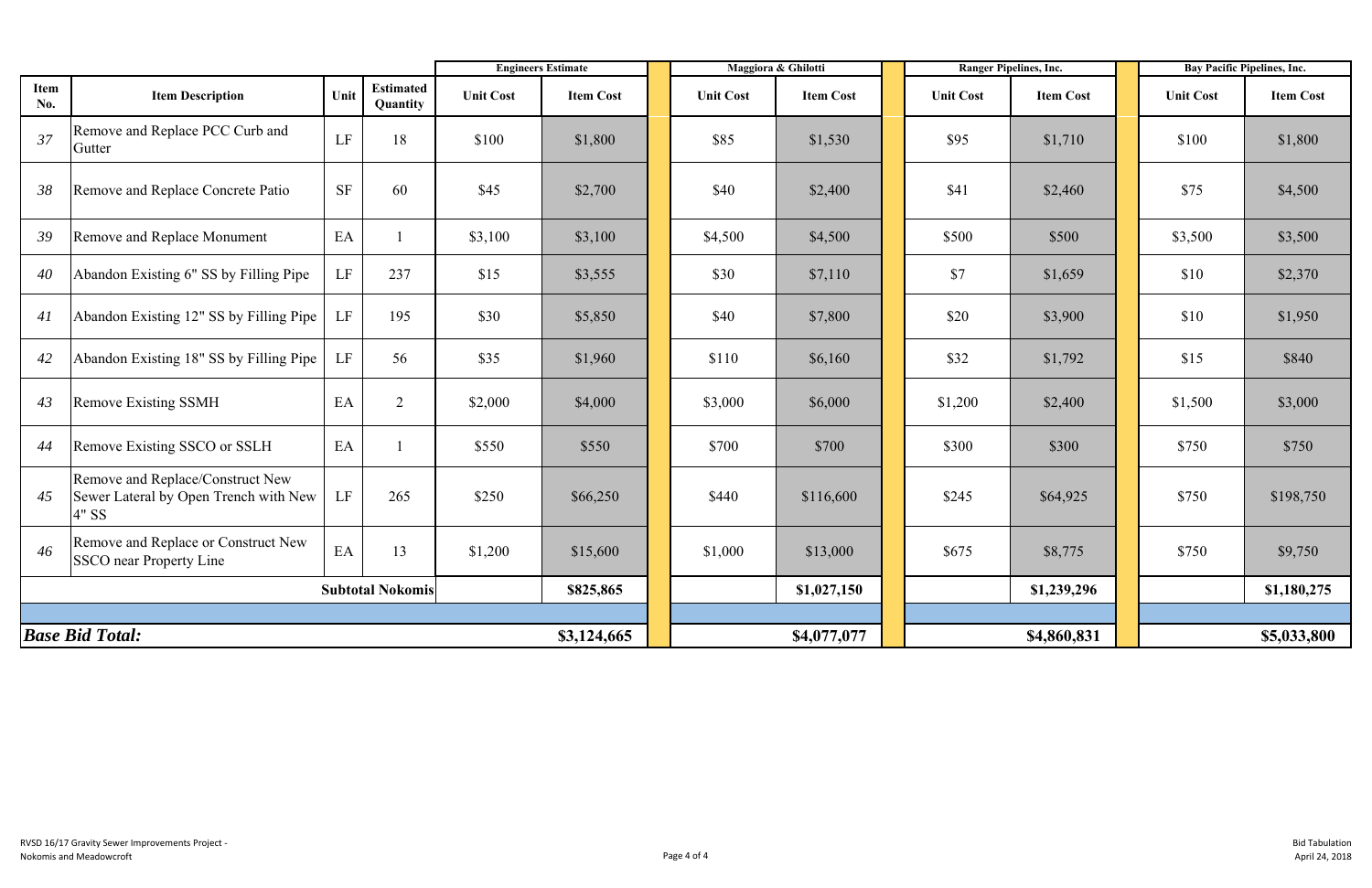| | | | | Engineers Estimate | | Maggiora & Ghilotti | | Ranger Pipelines, Inc. | | Bay Pacific Pipelines, Inc. | |
|---|---|---|---|---|---|---|---|---|---|---|---|
| Item No. | Item Description | Unit | Estimated Quantity | Unit Cost | Item Cost | Unit Cost | Item Cost | Unit Cost | Item Cost | Unit Cost | Item Cost |
| 37 | Remove and Replace PCC Curb and Gutter | LF | 18 | $100 | $1,800 | $85 | $1,530 | $95 | $1,710 | $100 | $1,800 |
| 38 | Remove and Replace Concrete Patio | SF | 60 | $45 | $2,700 | $40 | $2,400 | $41 | $2,460 | $75 | $4,500 |
| 39 | Remove and Replace Monument | EA | 1 | $3,100 | $3,100 | $4,500 | $4,500 | $500 | $500 | $3,500 | $3,500 |
| 40 | Abandon Existing 6" SS by Filling Pipe | LF | 237 | $15 | $3,555 | $30 | $7,110 | $7 | $1,659 | $10 | $2,370 |
| 41 | Abandon Existing 12" SS by Filling Pipe | LF | 195 | $30 | $5,850 | $40 | $7,800 | $20 | $3,900 | $10 | $1,950 |
| 42 | Abandon Existing 18" SS by Filling Pipe | LF | 56 | $35 | $1,960 | $110 | $6,160 | $32 | $1,792 | $15 | $840 |
| 43 | Remove Existing SSMH | EA | 2 | $2,000 | $4,000 | $3,000 | $6,000 | $1,200 | $2,400 | $1,500 | $3,000 |
| 44 | Remove Existing SSCO or SSLH | EA | 1 | $550 | $550 | $700 | $700 | $300 | $300 | $750 | $750 |
| 45 | Remove and Replace/Construct New Sewer Lateral by Open Trench with New 4" SS | LF | 265 | $250 | $66,250 | $440 | $116,600 | $245 | $64,925 | $750 | $198,750 |
| 46 | Remove and Replace or Construct New SSCO near Property Line | EA | 13 | $1,200 | $15,600 | $1,000 | $13,000 | $675 | $8,775 | $750 | $9,750 |
| | | | Subtotal Nokomis | | $825,865 | | $1,027,150 | | $1,239,296 | | $1,180,275 |
| ***Base Bid Total:*** | | | | | $3,124,665 | | $4,077,077 | | $4,860,831 | | $5,033,800 |

RVSD 16/17 Gravity Sewer Improvements Project - Nokomis and Meadowcroft

Bid Tabulation
April 24, 2018